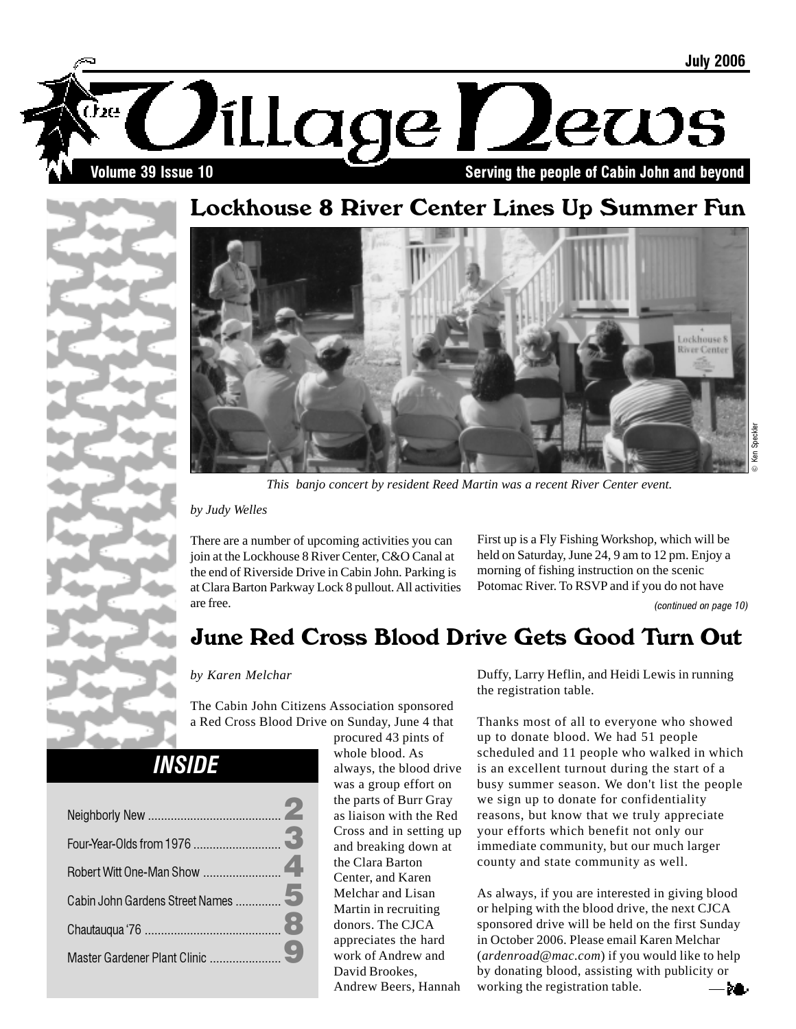July 2006

# The Village News

**Volume 39 Issue 10** — Serving the people of Cabin John and beyond

## Lockhouse 8 River Center Lines Up Summer Fun

*This banjo concert by resident Reed Martin was a recent River Center event.*

© Ken Speckler

*by Judy Welles*

There are a number of upcoming activities you can join at the Lockhouse 8 River Center, C&O Canal at the end of Riverside Drive in Cabin John. Parking is at Clara Barton Parkway Lock 8 pullout. All activities are free.

First up is a Fly Fishing Workshop, which will be held on Saturday, June 24, 9 am to 12 pm. Enjoy a morning of fishing instruction on the scenic Potomac River. To RSVP and if you do not have

*(continued on page 10)*

## June Red Cross Blood Drive Gets Good Turn Out

*by Karen Melchar*

The Cabin John Citizens Association sponsored a Red Cross Blood Drive on Sunday, June 4 that procured 43 pints of whole blood. As always, the blood drive was a group effort on the parts of Burr Gray as liaison with the Red Cross and in setting up and breaking down at the Clara Barton Center, and Karen Melchar and Lisan Martin in recruiting donors. The CJCA appreciates the hard work of Andrew and David Brookes, Andrew Beers, Hannah Duffy, Larry Heflin, and Heidi Lewis in running the registration table.

Thanks most of all to everyone who showed up to donate blood. We had 51 people scheduled and 11 people who walked in which is an excellent turnout during the start of a busy summer season. We don't list the people we sign up to donate for confidentiality reasons, but know that we truly appreciate your efforts which benefit not only our immediate community, but our much larger county and state community as well.

As always, if you are interested in giving blood or helping with the blood drive, the next CJCA sponsored drive will be held on the first Sunday in October 2006. Please email Karen Melchar (*ardenroad@mac.com*) if you would like to help by donating blood, assisting with publicity or working the registration table.

## INSIDE

- Neighborly New ... 2
- Four-Year-Olds from 1976 ... 3
- Robert Witt One-Man Show ... 4
- Cabin John Gardens Street Names ... 5
- Chautauqua '76 ... 8
- Master Gardener Plant Clinic ... 9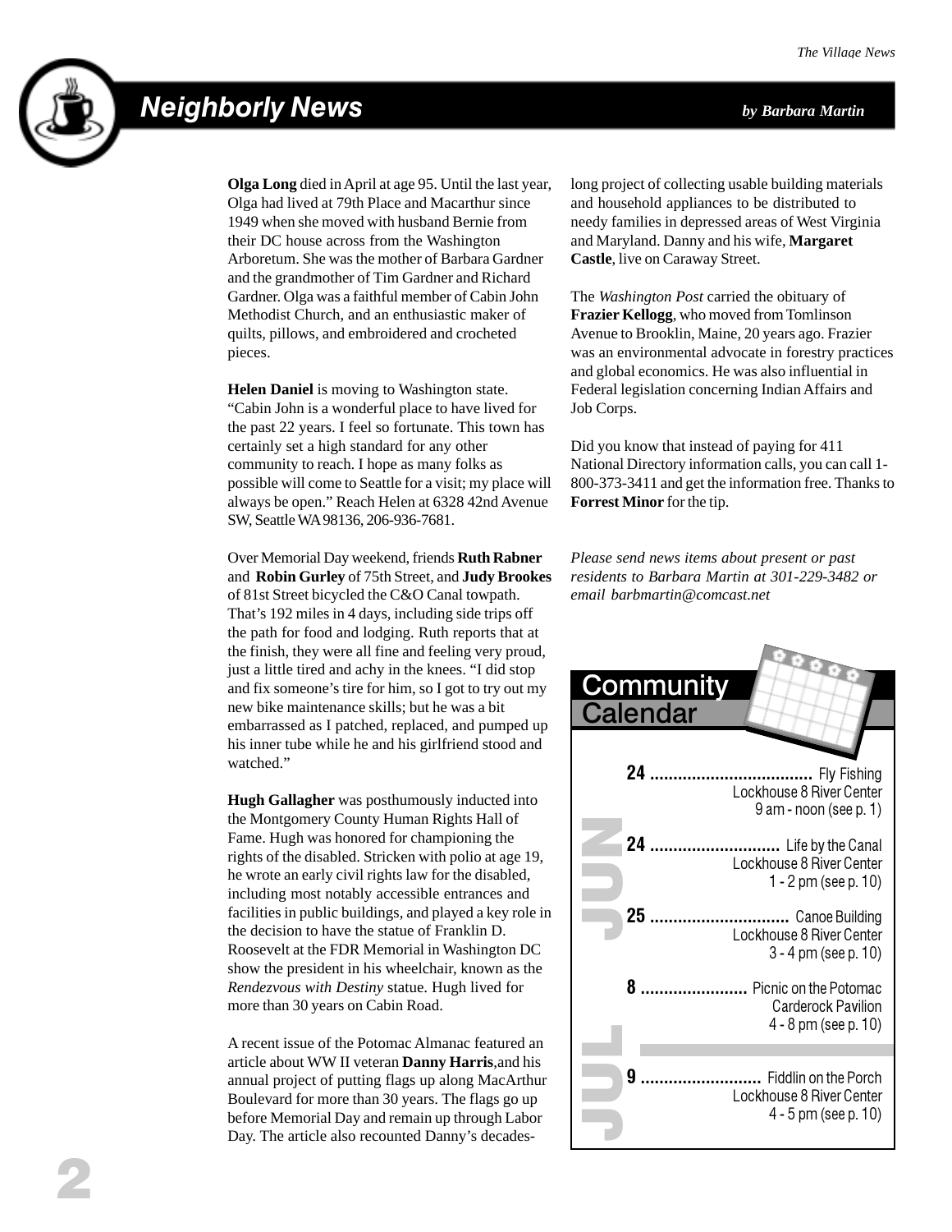# Neighborly News

*by Barbara Martin*

**Olga Long** died in April at age 95. Until the last year, Olga had lived at 79th Place and Macarthur since 1949 when she moved with husband Bernie from their DC house across from the Washington Arboretum. She was the mother of Barbara Gardner and the grandmother of Tim Gardner and Richard Gardner. Olga was a faithful member of Cabin John Methodist Church, and an enthusiastic maker of quilts, pillows, and embroidered and crocheted pieces.

**Helen Daniel** is moving to Washington state. "Cabin John is a wonderful place to have lived for the past 22 years. I feel so fortunate. This town has certainly set a high standard for any other community to reach. I hope as many folks as possible will come to Seattle for a visit; my place will always be open." Reach Helen at 6328 42nd Avenue SW, Seattle WA 98136, 206-936-7681.

Over Memorial Day weekend, friends **Ruth Rabner** and **Robin Gurley** of 75th Street, and **Judy Brookes** of 81st Street bicycled the C&O Canal towpath. That's 192 miles in 4 days, including side trips off the path for food and lodging. Ruth reports that at the finish, they were all fine and feeling very proud, just a little tired and achy in the knees. "I did stop and fix someone's tire for him, so I got to try out my new bike maintenance skills; but he was a bit embarrassed as I patched, replaced, and pumped up his inner tube while he and his girlfriend stood and watched."

**Hugh Gallagher** was posthumously inducted into the Montgomery County Human Rights Hall of Fame. Hugh was honored for championing the rights of the disabled. Stricken with polio at age 19, he wrote an early civil rights law for the disabled, including most notably accessible entrances and facilities in public buildings, and played a key role in the decision to have the statue of Franklin D. Roosevelt at the FDR Memorial in Washington DC show the president in his wheelchair, known as the *Rendezvous with Destiny* statue. Hugh lived for more than 30 years on Cabin Road.

A recent issue of the Potomac Almanac featured an article about WW II veteran **Danny Harris**,and his annual project of putting flags up along MacArthur Boulevard for more than 30 years. The flags go up before Memorial Day and remain up through Labor Day. The article also recounted Danny's decades-long project of collecting usable building materials and household appliances to be distributed to needy families in depressed areas of West Virginia and Maryland. Danny and his wife, **Margaret Castle**, live on Caraway Street.

The *Washington Post* carried the obituary of **Frazier Kellogg**, who moved from Tomlinson Avenue to Brooklin, Maine, 20 years ago. Frazier was an environmental advocate in forestry practices and global economics. He was also influential in Federal legislation concerning Indian Affairs and Job Corps.

Did you know that instead of paying for 411 National Directory information calls, you can call 1-800-373-3411 and get the information free. Thanks to **Forrest Minor** for the tip.

*Please send news items about present or past residents to Barbara Martin at 301-229-3482 or email barbmartin@comcast.net*

## Community Calendar

**JUN**

**24** ........ Fly Fishing
Lockhouse 8 River Center
9 am - noon (see p. 1)

**24** ........ Life by the Canal
Lockhouse 8 River Center
1 - 2 pm (see p. 10)

**25** ........ Canoe Building
Lockhouse 8 River Center
3 - 4 pm (see p. 10)

**JUL**

**8** ........ Picnic on the Potomac
Carderock Pavilion
4 - 8 pm (see p. 10)

**9** ........ Fiddlin on the Porch
Lockhouse 8 River Center
4 - 5 pm (see p. 10)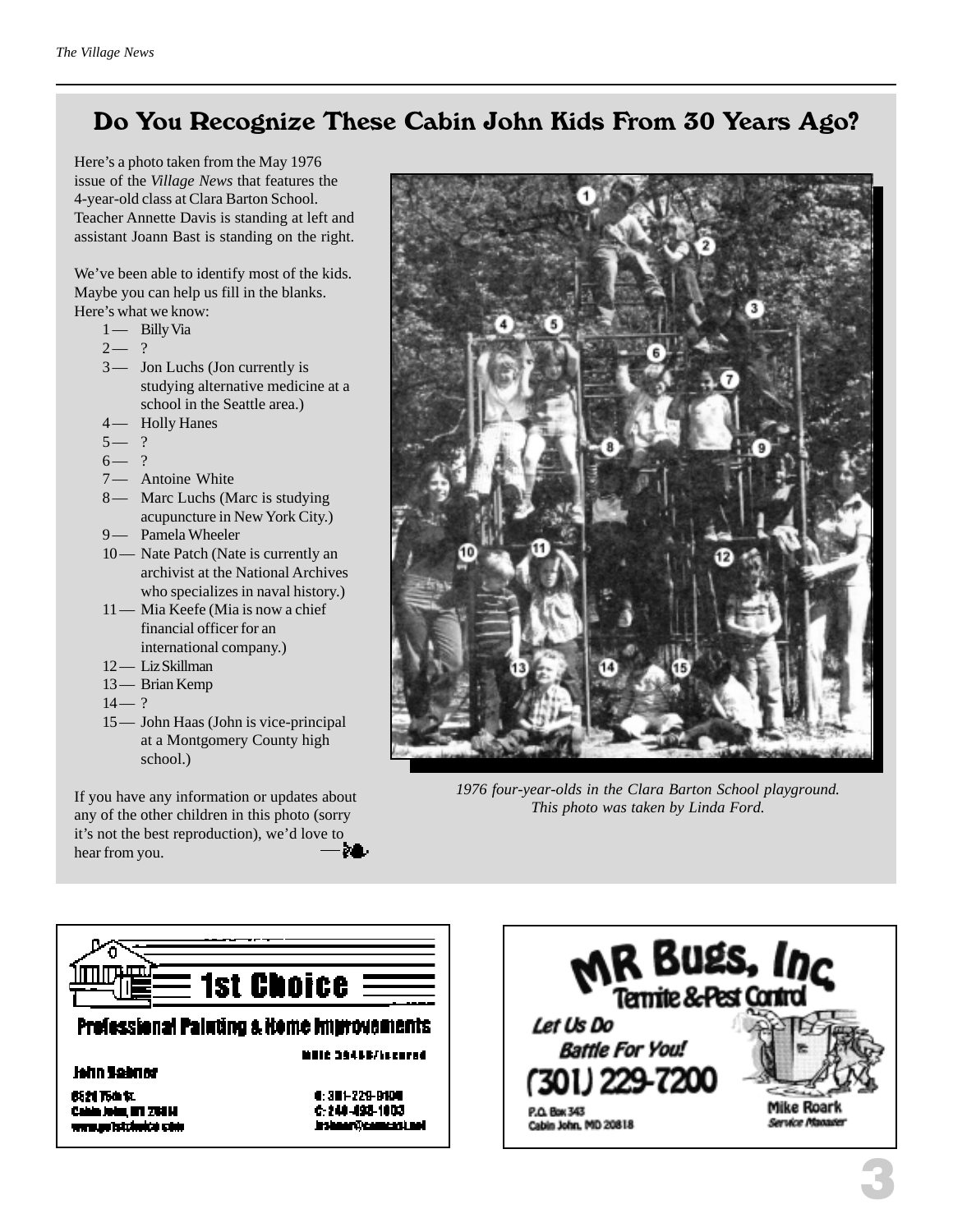# Do You Recognize These Cabin John Kids From 30 Years Ago?

Here's a photo taken from the May 1976 issue of the *Village News* that features the 4-year-old class at Clara Barton School. Teacher Annette Davis is standing at left and assistant Joann Bast is standing on the right.

We've been able to identify most of the kids. Maybe you can help us fill in the blanks. Here's what we know:

1 — Billy Via
2 — ?
3 — Jon Luchs (Jon currently is studying alternative medicine at a school in the Seattle area.)
4 — Holly Hanes
5 — ?
6 — ?
7 — Antoine White
8 — Marc Luchs (Marc is studying acupuncture in New York City.)
9 — Pamela Wheeler
10 — Nate Patch (Nate is currently an archivist at the National Archives who specializes in naval history.)
11 — Mia Keefe (Mia is now a chief financial officer for an international company.)
12 — Liz Skillman
13 — Brian Kemp
14 — ?
15 — John Haas (John is vice-principal at a Montgomery County high school.)

If you have any information or updates about any of the other children in this photo (sorry it's not the best reproduction), we'd love to hear from you.

*1976 four-year-olds in the Clara Barton School playground. This photo was taken by Linda Ford.*

---

**1st Choice**

**Professional Painting & Home Improvements**

MHIC 39466/Insured

John Sabnar

6521 75th St.
Cabin John, MD 20818
www.pa1stchoice.com

O: 301-229-9108
C: 240-498-1003
jrsbnar@comcast.net

---

**MR Bugs, Inc**

**Termite & Pest Control**

*Let Us Do Battle For You!*

**(301) 229-7200**

P.O. Box 343
Cabin John, MD 20818

**Mike Roark**
*Service Manager*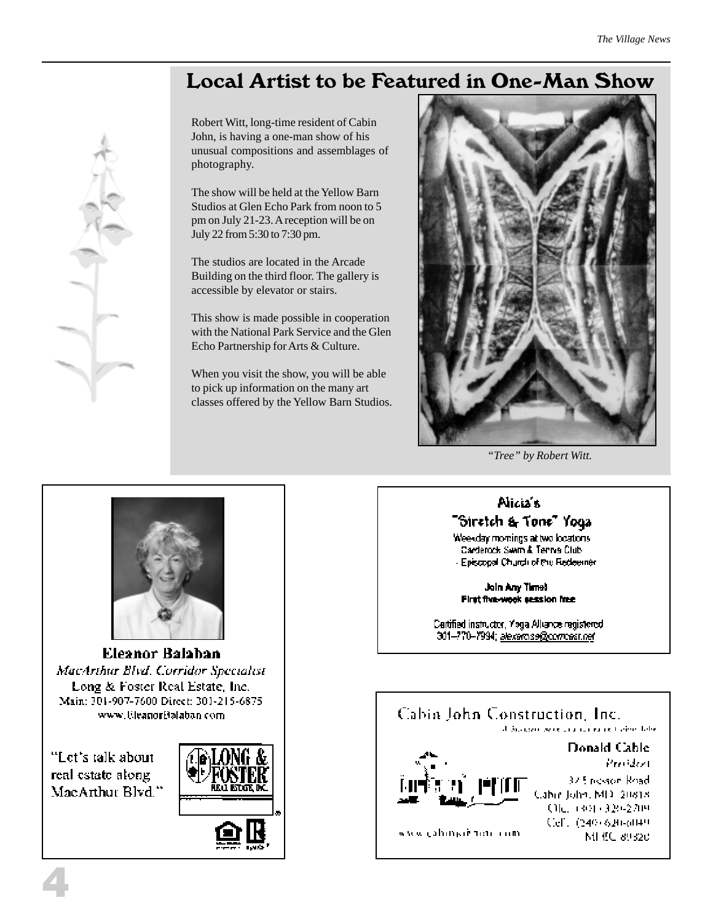# Local Artist to be Featured in One-Man Show

Robert Witt, long-time resident of Cabin John, is having a one-man show of his unusual compositions and assemblages of photography.

The show will be held at the Yellow Barn Studios at Glen Echo Park from noon to 5 pm on July 21-23. A reception will be on July 22 from 5:30 to 7:30 pm.

The studios are located in the Arcade Building on the third floor. The gallery is accessible by elevator or stairs.

This show is made possible in cooperation with the National Park Service and the Glen Echo Partnership for Arts & Culture.

When you visit the show, you will be able to pick up information on the many art classes offered by the Yellow Barn Studios.

*"Tree" by Robert Witt.*

---

**Eleanor Balaban**

*MacArthur Blvd. Corridor Specialist*

Long & Foster Real Estate, Inc.

Main: 301-907-7600 Direct: 301-215-6875

www.EleanorBalaban.com

"Let's talk about real estate along MacArthur Blvd."

LONG & FOSTER REAL ESTATE, INC.

---

**Alicia's "Stretch & Tone" Yoga**

Weekday mornings at two locations
Carderock Swim & Tennis Club
- Episcopal Church of the Redeemer

**Join Any Time!**
**First five-week session free**

Certified instructor, Yoga Alliance registered
301–770–7994; alexaross@comcast.net

---

Cabin John Construction, Inc.

**Donald Cable**
*President*

37 Ericsson Road
Cabin John, MD 20818
Ofc. (301) 320-2709
Cell (240) 620-0049
MHIC 89320

www.cabinjohncon.com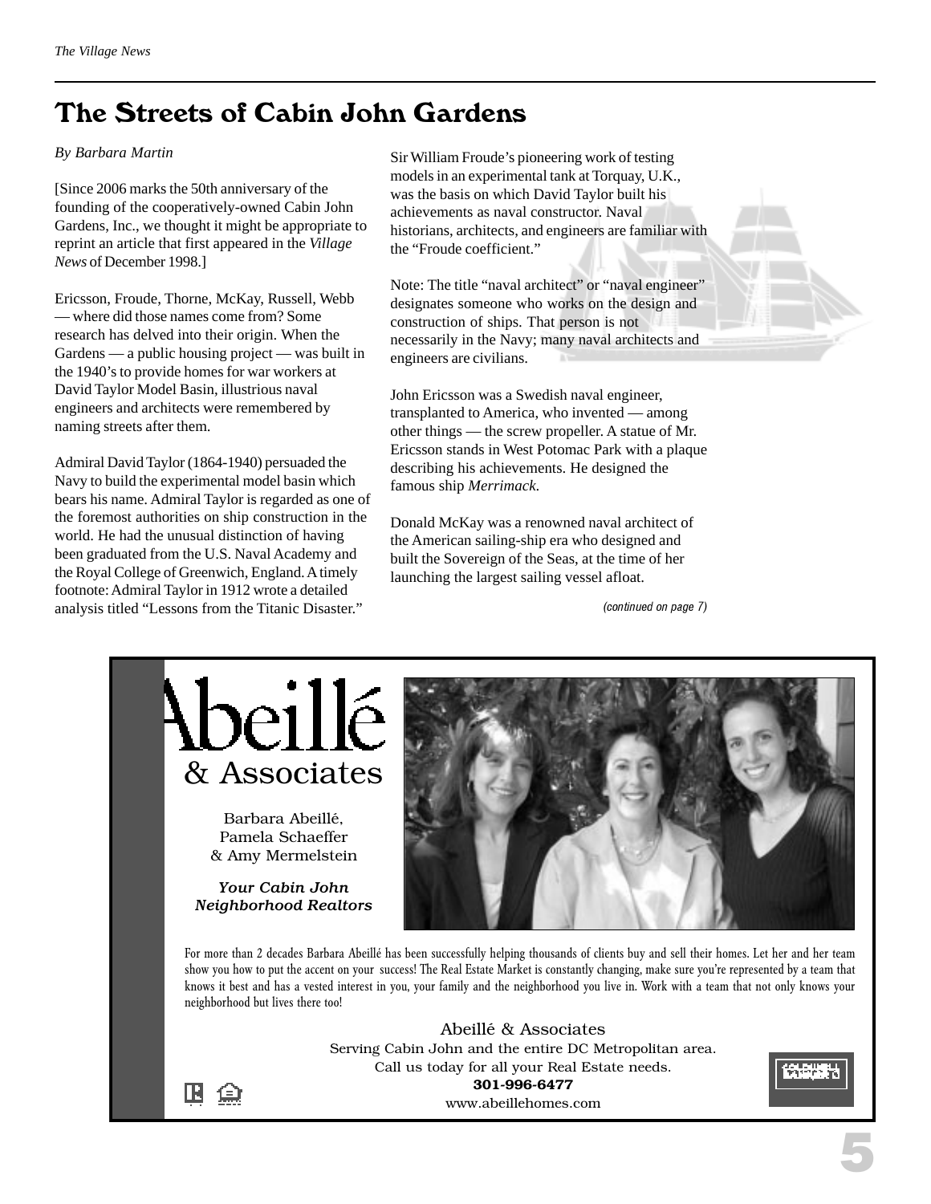# The Streets of Cabin John Gardens

*By Barbara Martin*

[Since 2006 marks the 50th anniversary of the founding of the cooperatively-owned Cabin John Gardens, Inc., we thought it might be appropriate to reprint an article that first appeared in the *Village News* of December 1998.]

Ericsson, Froude, Thorne, McKay, Russell, Webb — where did those names come from? Some research has delved into their origin. When the Gardens — a public housing project — was built in the 1940's to provide homes for war workers at David Taylor Model Basin, illustrious naval engineers and architects were remembered by naming streets after them.

Admiral David Taylor (1864-1940) persuaded the Navy to build the experimental model basin which bears his name. Admiral Taylor is regarded as one of the foremost authorities on ship construction in the world. He had the unusual distinction of having been graduated from the U.S. Naval Academy and the Royal College of Greenwich, England. A timely footnote: Admiral Taylor in 1912 wrote a detailed analysis titled "Lessons from the Titanic Disaster."

Sir William Froude's pioneering work of testing models in an experimental tank at Torquay, U.K., was the basis on which David Taylor built his achievements as naval constructor. Naval historians, architects, and engineers are familiar with the "Froude coefficient."

Note: The title "naval architect" or "naval engineer" designates someone who works on the design and construction of ships. That person is not necessarily in the Navy; many naval architects and engineers are civilians.

John Ericsson was a Swedish naval engineer, transplanted to America, who invented — among other things — the screw propeller. A statue of Mr. Ericsson stands in West Potomac Park with a plaque describing his achievements. He designed the famous ship *Merrimack*.

Donald McKay was a renowned naval architect of the American sailing-ship era who designed and built the Sovereign of the Seas, at the time of her launching the largest sailing vessel afloat.

*(continued on page 7)*

---

**Abeillé & Associates**

Barbara Abeillé, Pamela Schaeffer & Amy Mermelstein

***Your Cabin John Neighborhood Realtors***

For more than 2 decades Barbara Abeillé has been successfully helping thousands of clients buy and sell their homes. Let her and her team show you how to put the accent on your success! The Real Estate Market is constantly changing, make sure you're represented by a team that knows it best and has a vested interest in you, your family and the neighborhood you live in. Work with a team that not only knows your neighborhood but lives there too!

Abeillé & Associates
Serving Cabin John and the entire DC Metropolitan area.
Call us today for all your Real Estate needs.
**301-996-6477**
www.abeillehomes.com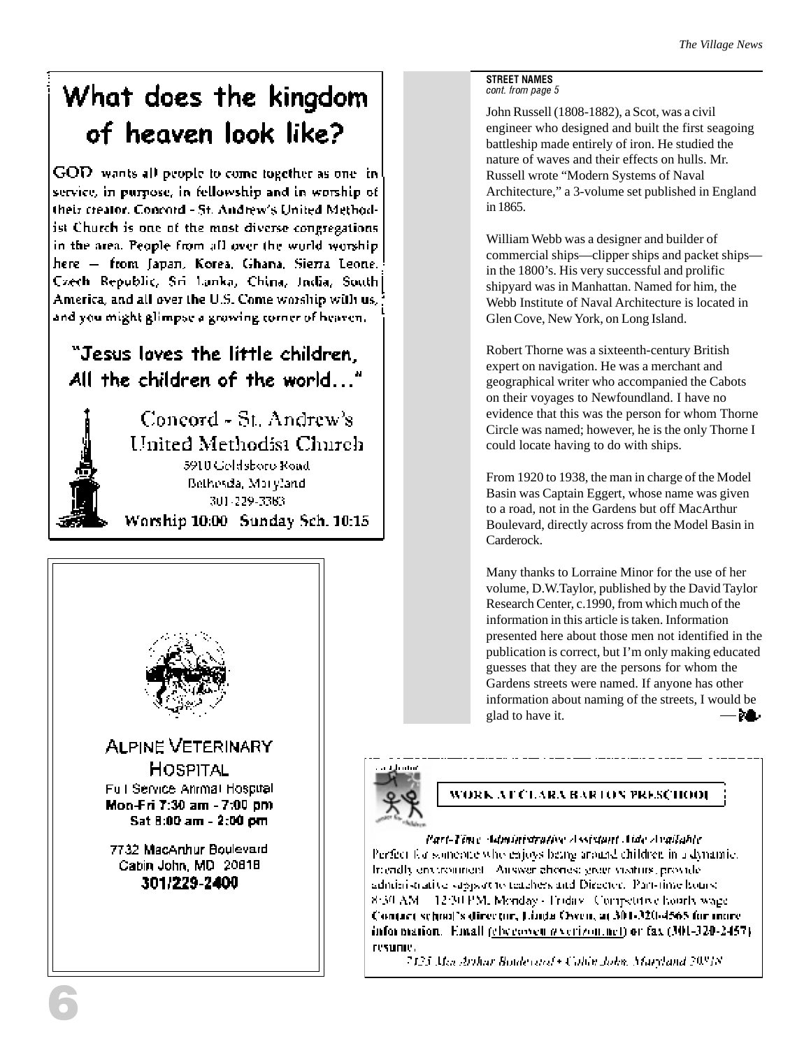# What does the kingdom of heaven look like?

GOD wants all people to come together as one in service, in purpose, in fellowship and in worship of their creator. Concord - St. Andrew's United Methodist Church is one of the most diverse congregations in the area. People from all over the world worship here — from Japan, Korea, Ghana, Sierra Leone, Czech Republic, Sri Lanka, China, India, South America, and all over the U.S. Come worship with us, and you might glimpse a growing corner of heaven.

"Jesus loves the little children,
All the children of the world..."

Concord - St. Andrew's
United Methodist Church
5910 Goldsboro Road
Bethesda, Maryland
301-229-3383
**Worship 10:00 Sunday Sch. 10:15**

---

ALPINE VETERINARY HOSPITAL

Full Service Animal Hospital
**Mon-Fri 7:30 am - 7:00 pm**
**Sat 8:00 am - 2:00 pm**

7732 MacArthur Boulevard
Cabin John, MD 20818
**301/229-2400**

---

**STREET NAMES**
*cont. from page 5*

John Russell (1808-1882), a Scot, was a civil engineer who designed and built the first seagoing battleship made entirely of iron. He studied the nature of waves and their effects on hulls. Mr. Russell wrote "Modern Systems of Naval Architecture," a 3-volume set published in England in 1865.

William Webb was a designer and builder of commercial ships—clipper ships and packet ships—in the 1800's. His very successful and prolific shipyard was in Manhattan. Named for him, the Webb Institute of Naval Architecture is located in Glen Cove, New York, on Long Island.

Robert Thorne was a sixteenth-century British expert on navigation. He was a merchant and geographical writer who accompanied the Cabots on their voyages to Newfoundland. I have no evidence that this was the person for whom Thorne Circle was named; however, he is the only Thorne I could locate having to do with ships.

From 1920 to 1938, the man in charge of the Model Basin was Captain Eggert, whose name was given to a road, not in the Gardens but off MacArthur Boulevard, directly across from the Model Basin in Carderock.

Many thanks to Lorraine Minor for the use of her volume, D.W.Taylor, published by the David Taylor Research Center, c.1990, from which much of the information in this article is taken. Information presented here about those men not identified in the publication is correct, but I'm only making educated guesses that they are the persons for whom the Gardens streets were named. If anyone has other information about naming of the streets, I would be glad to have it. —

---

**WORK AT CLARA BARTON PRESCHOOL**

*Part-Time Administrative Assistant Aide Available*

Perfect for someone who enjoys being around children in a dynamic, friendly environment. Answer phones, greet visitors, provide administrative support to teachers and Director. Part-time hours: 8:30 AM – 12:30 PM, Monday - Friday. Competitive hourly wage. **Contact school's director, Linda Owen, at 301-320-4565 for more information. Email (cbcenter@verizon.net) or fax (301-320-2457) resume.**

*7425 MacArthur Boulevard • Cabin John, Maryland 20818*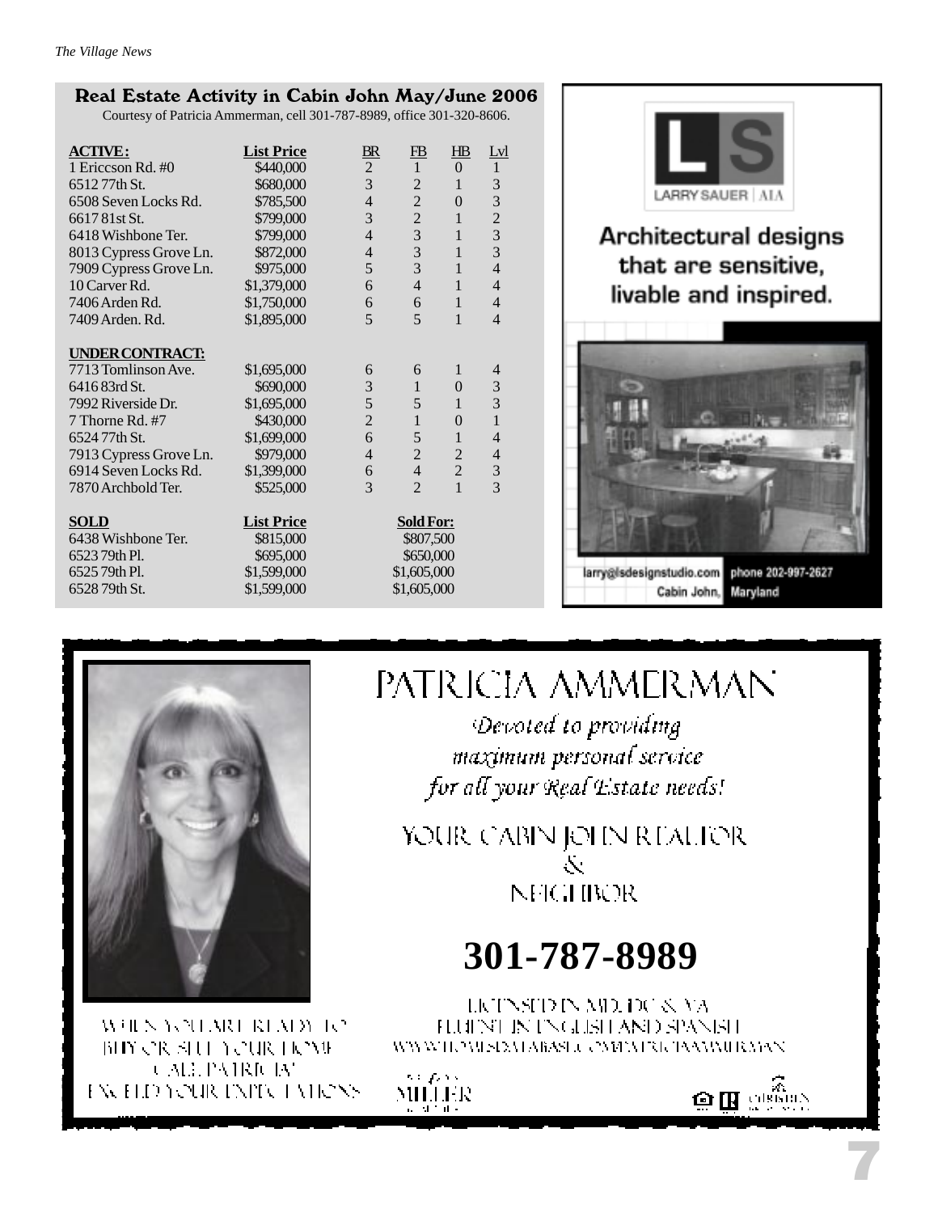## Real Estate Activity in Cabin John May/June 2006

Courtesy of Patricia Ammerman, cell 301-787-8989, office 301-320-8606.

| **ACTIVE:** | **List Price** | BR | FB | HB | Lvl |
|---|---|---|---|---|---|
| 1 Ericcson Rd. #0 | $440,000 | 2 | 1 | 0 | 1 |
| 6512 77th St. | $680,000 | 3 | 2 | 1 | 3 |
| 6508 Seven Locks Rd. | $785,500 | 4 | 2 | 0 | 3 |
| 6617 81st St. | $799,000 | 3 | 2 | 1 | 2 |
| 6418 Wishbone Ter. | $799,000 | 4 | 3 | 1 | 3 |
| 8013 Cypress Grove Ln. | $872,000 | 4 | 3 | 1 | 3 |
| 7909 Cypress Grove Ln. | $975,000 | 5 | 3 | 1 | 4 |
| 10 Carver Rd. | $1,379,000 | 6 | 4 | 1 | 4 |
| 7406 Arden Rd. | $1,750,000 | 6 | 6 | 1 | 4 |
| 7409 Arden. Rd. | $1,895,000 | 5 | 5 | 1 | 4 |

| **UNDER CONTRACT:** | | | | | |
|---|---|---|---|---|---|
| 7713 Tomlinson Ave. | $1,695,000 | 6 | 6 | 1 | 4 |
| 6416 83rd St. | $690,000 | 3 | 1 | 0 | 3 |
| 7992 Riverside Dr. | $1,695,000 | 5 | 5 | 1 | 3 |
| 7 Thorne Rd. #7 | $430,000 | 2 | 1 | 0 | 1 |
| 6524 77th St. | $1,699,000 | 6 | 5 | 1 | 4 |
| 7913 Cypress Grove Ln. | $979,000 | 4 | 2 | 2 | 4 |
| 6914 Seven Locks Rd. | $1,399,000 | 6 | 4 | 2 | 3 |
| 7870 Archbold Ter. | $525,000 | 3 | 2 | 1 | 3 |

| **SOLD** | **List Price** | **Sold For:** |
|---|---|---|
| 6438 Wishbone Ter. | $815,000 | $807,500 |
| 6523 79th Pl. | $695,000 | $650,000 |
| 6525 79th Pl. | $1,599,000 | $1,605,000 |
| 6528 79th St. | $1,599,000 | $1,605,000 |

LS
LARRY SAUER | AIA

**Architectural designs that are sensitive, livable and inspired.**

larry@lsdesignstudio.com phone 202-997-2627
Cabin John, Maryland

# PATRICIA AMMERMAN

*Devoted to providing maximum personal service for all your Real Estate needs!*

YOUR CABIN JOHN REALTOR
&
NEIGHBOR

**301-787-8989**

LICENSED IN MD, DC & VA
FLUENT IN ENGLISH AND SPANISH
WWW.HOMESDATABASE.COM/PATRICIAAMMERMAN

WHEN YOU ARE READY TO BUY OR SELL YOUR HOME CALL PATRICIA! EXCEED YOUR EXPECTATIONS

MILLER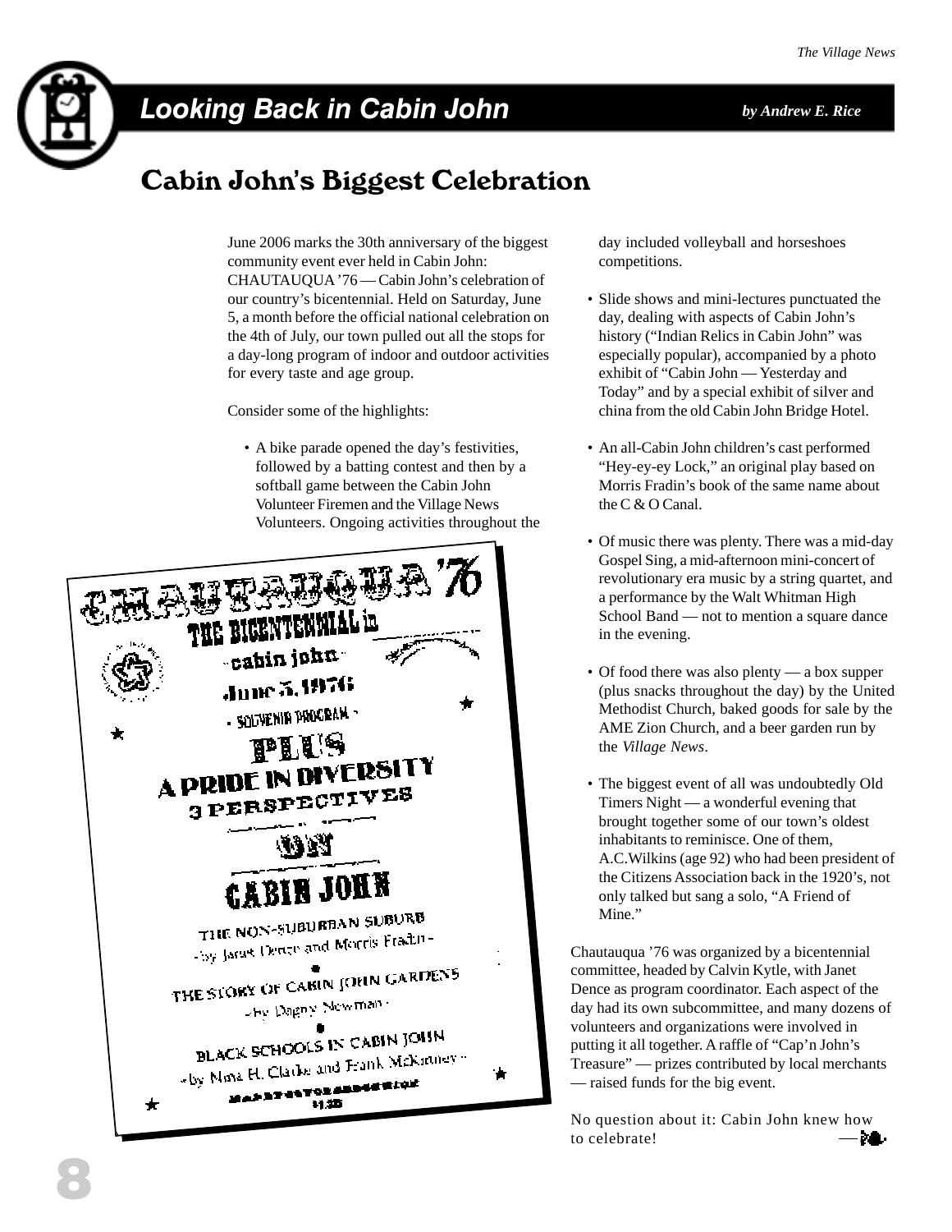## Looking Back in Cabin John

*by Andrew E. Rice*

# Cabin John's Biggest Celebration

June 2006 marks the 30th anniversary of the biggest community event ever held in Cabin John: CHAUTAUQUA '76 — Cabin John's celebration of our country's bicentennial. Held on Saturday, June 5, a month before the official national celebration on the 4th of July, our town pulled out all the stops for a day-long program of indoor and outdoor activities for every taste and age group.

Consider some of the highlights:

- A bike parade opened the day's festivities, followed by a batting contest and then by a softball game between the Cabin John Volunteer Firemen and the Village News Volunteers. Ongoing activities throughout the day included volleyball and horseshoes competitions.
- Slide shows and mini-lectures punctuated the day, dealing with aspects of Cabin John's history ("Indian Relics in Cabin John" was especially popular), accompanied by a photo exhibit of "Cabin John — Yesterday and Today" and by a special exhibit of silver and china from the old Cabin John Bridge Hotel.
- An all-Cabin John children's cast performed "Hey-ey-ey Lock," an original play based on Morris Fradin's book of the same name about the C & O Canal.
- Of music there was plenty. There was a mid-day Gospel Sing, a mid-afternoon mini-concert of revolutionary era music by a string quartet, and a performance by the Walt Whitman High School Band — not to mention a square dance in the evening.
- Of food there was also plenty — a box supper (plus snacks throughout the day) by the United Methodist Church, baked goods for sale by the AME Zion Church, and a beer garden run by the *Village News*.
- The biggest event of all was undoubtedly Old Timers Night — a wonderful evening that brought together some of our town's oldest inhabitants to reminisce. One of them, A.C.Wilkins (age 92) who had been president of the Citizens Association back in the 1920's, not only talked but sang a solo, "A Friend of Mine."

CHAUTAUQUA '76
THE BICENTENNIAL in
cabin john
June 5, 1976
SOUVENIR PROGRAM
PLUS
A PRIDE IN DIVERSITY
3 PERSPECTIVES
ON
CABIN JOHN
THE NON-SUBURBAN SUBURB
-by Janet Dence and Morris Fradin-
THE STORY OF CABIN JOHN GARDENS
-by Dagny Newman-
BLACK SCHOOLS IN CABIN JOHN
-by Nina H. Clarke and Frank McKinney-

Chautauqua '76 was organized by a bicentennial committee, headed by Calvin Kytle, with Janet Dence as program coordinator. Each aspect of the day had its own subcommittee, and many dozens of volunteers and organizations were involved in putting it all together. A raffle of "Cap'n John's Treasure" — prizes contributed by local merchants — raised funds for the big event.

No question about it: Cabin John knew how to celebrate!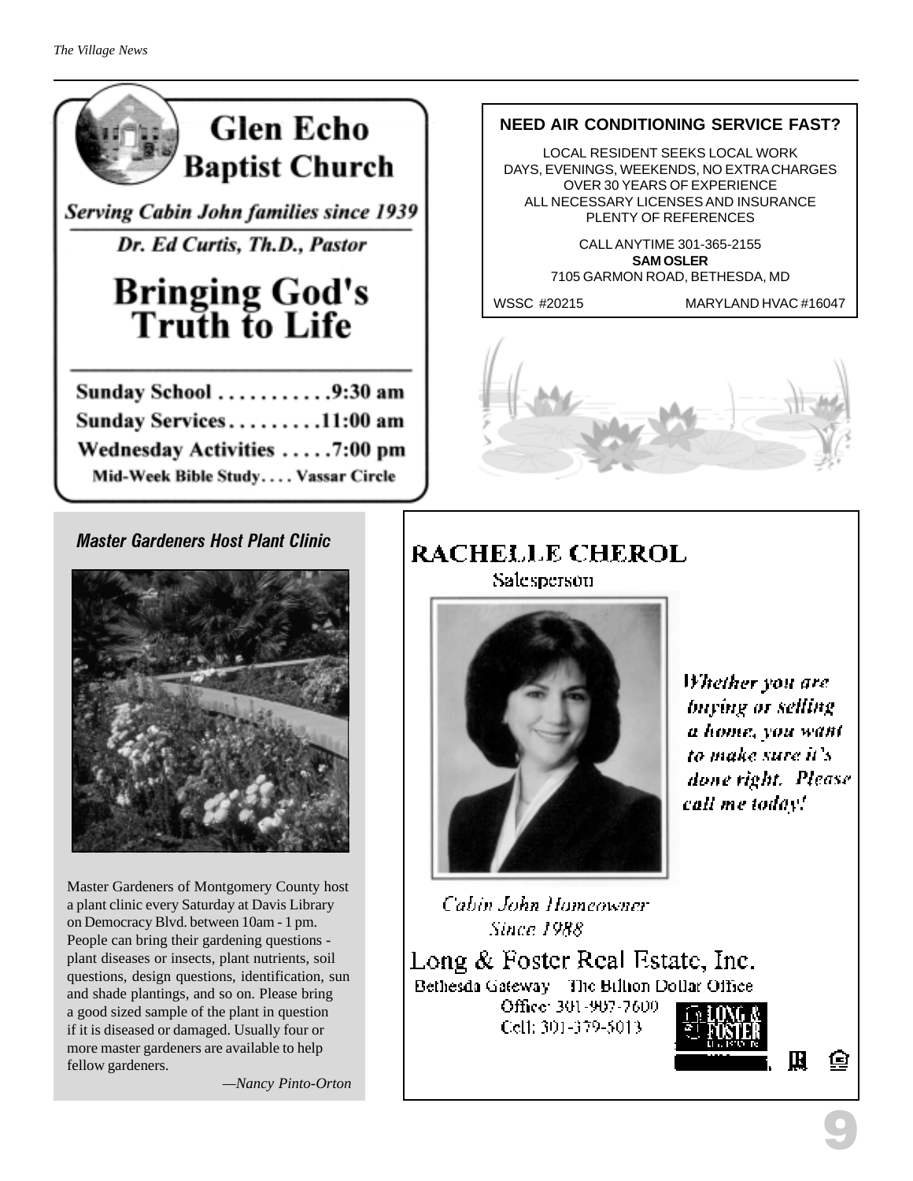# Glen Echo Baptist Church

*Serving Cabin John families since 1939*

*Dr. Ed Curtis, Th.D., Pastor*

## Bringing God's Truth to Life

**Sunday School . . . . . . . . . . .9:30 am**
**Sunday Services . . . . . . . . .11:00 am**
**Wednesday Activities . . . . .7:00 pm**
**Mid-Week Bible Study. . . . Vassar Circle**

---

**NEED AIR CONDITIONING SERVICE FAST?**

LOCAL RESIDENT SEEKS LOCAL WORK
DAYS, EVENINGS, WEEKENDS, NO EXTRA CHARGES
OVER 30 YEARS OF EXPERIENCE
ALL NECESSARY LICENSES AND INSURANCE
PLENTY OF REFERENCES

CALL ANYTIME 301-365-2155
**SAM OSLER**
7105 GARMON ROAD, BETHESDA, MD

WSSC #20215 MARYLAND HVAC #16047

---

### *Master Gardeners Host Plant Clinic*

Master Gardeners of Montgomery County host a plant clinic every Saturday at Davis Library on Democracy Blvd. between 10am - 1 pm. People can bring their gardening questions - plant diseases or insects, plant nutrients, soil questions, design questions, identification, sun and shade plantings, and so on. Please bring a good sized sample of the plant in question if it is diseased or damaged. Usually four or more master gardeners are available to help fellow gardeners.

—*Nancy Pinto-Orton*

---

**RACHELLE CHEROL**
Salesperson

*Whether you are buying or selling a home, you want to make sure it's done right. Please call me today!*

*Cabin John Homeowner Since 1988*

Long & Foster Real Estate, Inc.
Bethesda Gateway The Billion Dollar Office
Office: 301-907-7600
Cell: 301-379-5013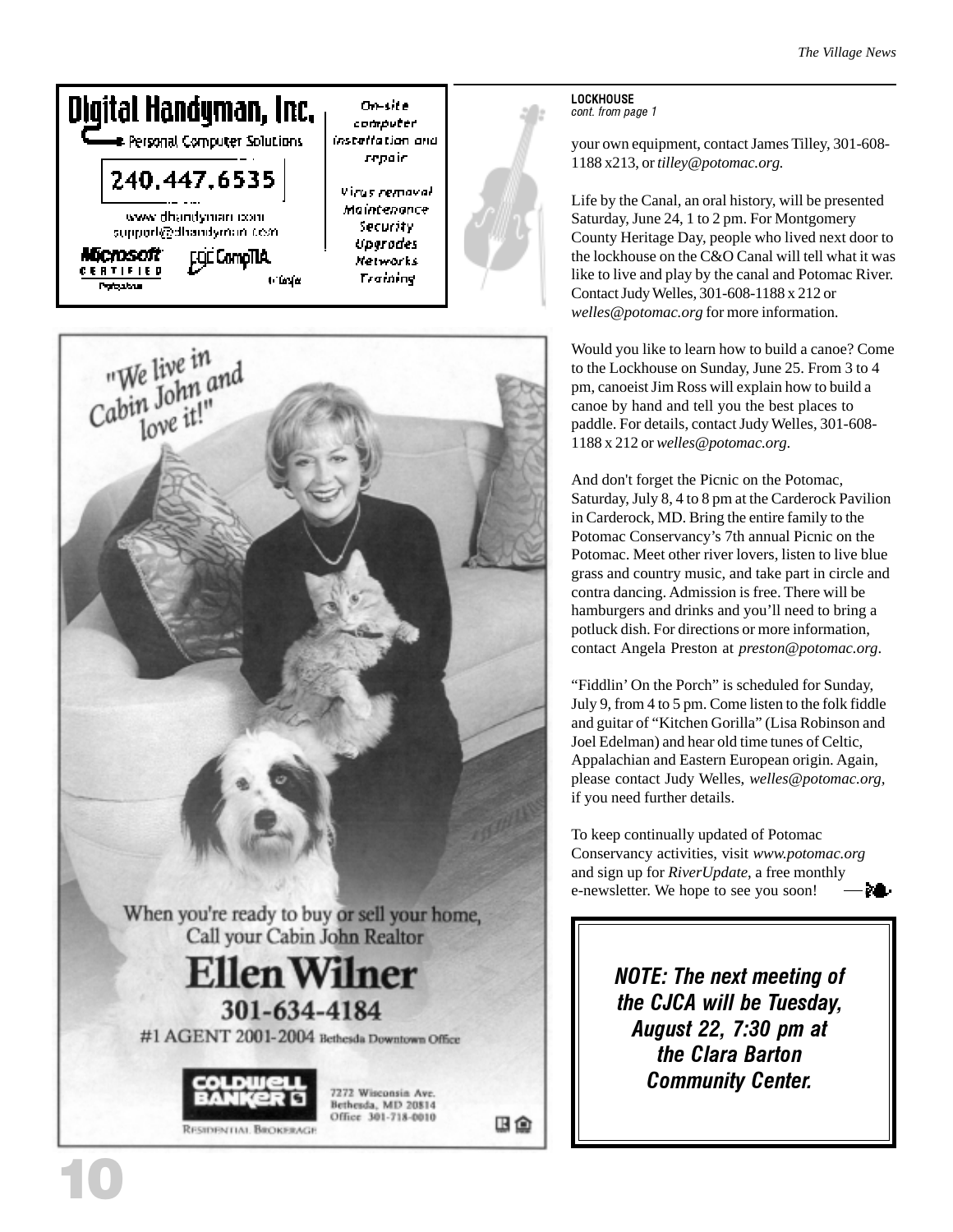Digital Handyman, Inc.

Personal Computer Solutions

240.447.6535

www.dhandyman.com

support@dhandyman.com

Microsoft CERTIFIED Professional

CompTIA

On-site computer installation and repair

Virus removal

Maintenance

Security

Upgrades

Networks

Training

"We live in Cabin John and love it!"

When you're ready to buy or sell your home, Call your Cabin John Realtor

**Ellen Wilner**

**301-634-4184**

#1 AGENT 2001-2004 Bethesda Downtown Office

COLDWELL BANKER

RESIDENTIAL BROKERAGE

7272 Wisconsin Ave.
Bethesda, MD 20814
Office 301-718-0010

**LOCKHOUSE**
*cont. from page 1*

your own equipment, contact James Tilley, 301-608-1188 x213, or *tilley@potomac.org.*

Life by the Canal, an oral history, will be presented Saturday, June 24, 1 to 2 pm. For Montgomery County Heritage Day, people who lived next door to the lockhouse on the C&O Canal will tell what it was like to live and play by the canal and Potomac River. Contact Judy Welles, 301-608-1188 x 212 or *welles@potomac.org* for more information.

Would you like to learn how to build a canoe? Come to the Lockhouse on Sunday, June 25. From 3 to 4 pm, canoeist Jim Ross will explain how to build a canoe by hand and tell you the best places to paddle. For details, contact Judy Welles, 301-608-1188 x 212 or *welles@potomac.org*.

And don't forget the Picnic on the Potomac, Saturday, July 8, 4 to 8 pm at the Carderock Pavilion in Carderock, MD. Bring the entire family to the Potomac Conservancy's 7th annual Picnic on the Potomac. Meet other river lovers, listen to live blue grass and country music, and take part in circle and contra dancing. Admission is free. There will be hamburgers and drinks and you'll need to bring a potluck dish. For directions or more information, contact Angela Preston at *preston@potomac.org*.

"Fiddlin' On the Porch" is scheduled for Sunday, July 9, from 4 to 5 pm. Come listen to the folk fiddle and guitar of "Kitchen Gorilla" (Lisa Robinson and Joel Edelman) and hear old time tunes of Celtic, Appalachian and Eastern European origin. Again, please contact Judy Welles, *welles@potomac.org*, if you need further details.

To keep continually updated of Potomac Conservancy activities, visit *www.potomac.org* and sign up for *RiverUpdate*, a free monthly e-newsletter. We hope to see you soon!

***NOTE: The next meeting of the CJCA will be Tuesday, August 22, 7:30 pm at the Clara Barton Community Center.***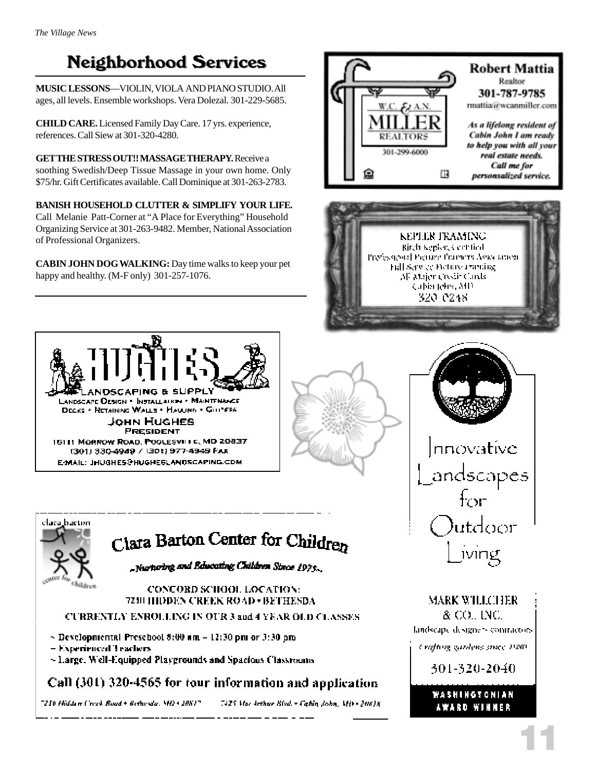## Neighborhood Services

**MUSIC LESSONS**—VIOLIN, VIOLA AND PIANO STUDIO. All ages, all levels. Ensemble workshops. Vera Dolezal. 301-229-5685.

**CHILD CARE.** Licensed Family Day Care. 17 yrs. experience, references. Call Siew at 301-320-4280.

**GET THE STRESS OUT!! MASSAGE THERAPY.** Receive a soothing Swedish/Deep Tissue Massage in your own home. Only $75/hr. Gift Certificates available. Call Dominique at 301-263-2783.

**BANISH HOUSEHOLD CLUTTER & SIMPLIFY YOUR LIFE.** Call Melanie Patt-Corner at "A Place for Everything" Household Organizing Service at 301-263-9482. Member, National Association of Professional Organizers.

**CABIN JOHN DOG WALKING:** Day time walks to keep your pet happy and healthy. (M-F only) 301-257-1076.

---

W.C. & A.N. MILLER REALTORS
301-299-6000

**Robert Mattia**
Realtor
**301-787-9785**
rmattia@wcanmiller.com

*As a lifelong resident of Cabin John I am ready to help you with all your real estate needs. Call me for personsalized service.*

---

KEPLER FRAMING
Birch Kepler, Certified
Professional Picture Framers Association
Full Service Picture Framing
All Major Credit Cards
Cabin John, MD
320-0248

---

HUGHES
LANDSCAPING & SUPPLY
Landscape Design • Installation • Maintenance
Decks • Retaining Walls • Hauling • Gutters
JOHN HUGHES
PRESIDENT
16111 Morrow Road, Poolesville, MD 20837
(301) 330-4949 / (301) 977-4949 Fax
E-Mail: jhughes@hugheslandscaping.com

---

Innovative Landscapes for Outdoor Living

MARK WILLCHER & CO., INC.
landscape designers • contractors
*Crafting gardens since 1980*
301-320-2040
WASHINGTONIAN AWARD WINNER

---

clara barton center for children

**Clara Barton Center for Children**

*~Nurturing and Educating Children Since 1975~*

CONCORD SCHOOL LOCATION:
7210 HIDDEN CREEK ROAD • BETHESDA

CURRENTLY ENROLLING IN OUR 3 and 4 YEAR OLD CLASSES

- Developmental Preschool 8:00 am – 12:30 pm or 3:30 pm
- Experienced Teachers
- Large, Well-Equipped Playgrounds and Spacious Classrooms

**Call (301) 320-4565 for tour information and application**

*7210 Hidden Creek Road • Bethesda, MD • 20817 — 7425 MacArthur Blvd. • Cabin John, MD • 20818*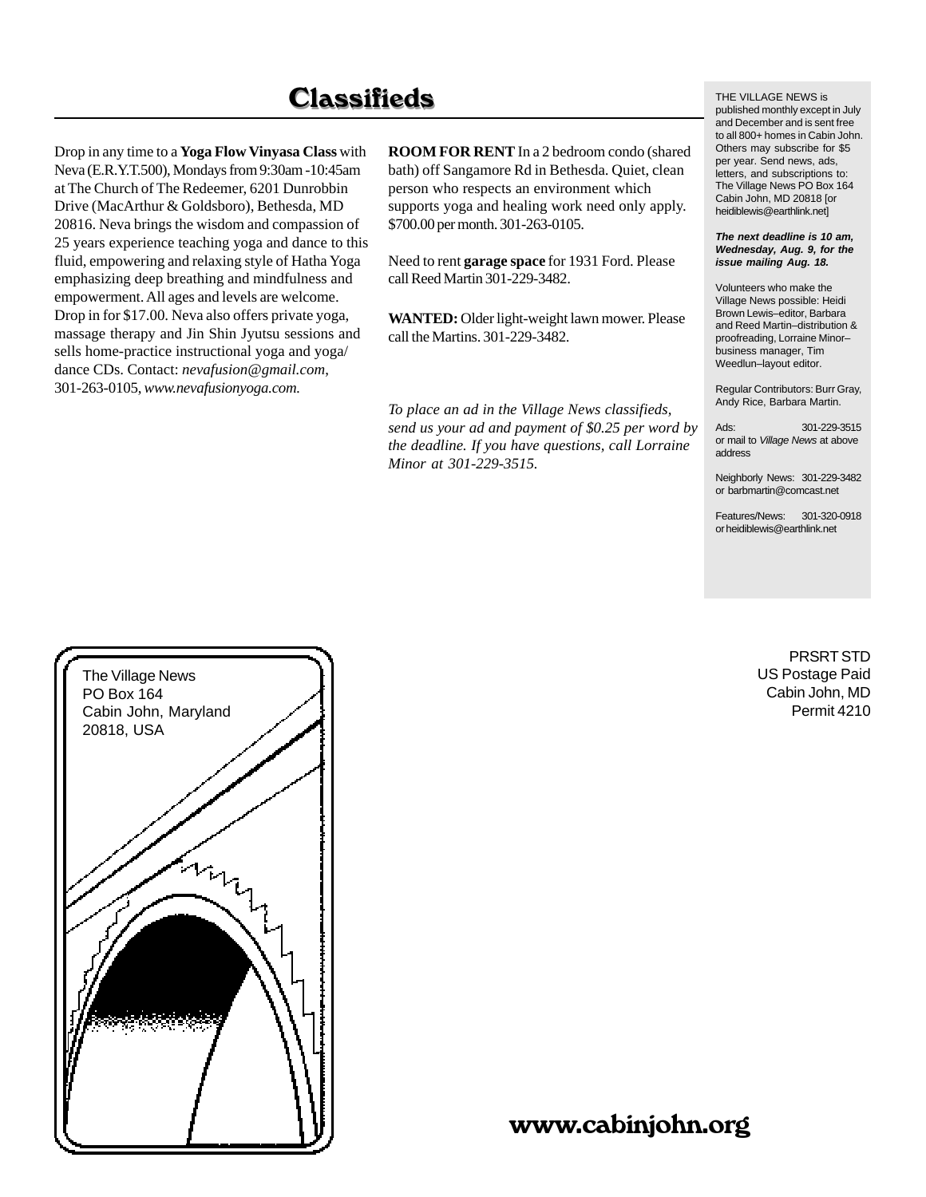# Classifieds

Drop in any time to a **Yoga Flow Vinyasa Class** with Neva (E.R.Y.T.500), Mondays from 9:30am -10:45am at The Church of The Redeemer, 6201 Dunrobbin Drive (MacArthur & Goldsboro), Bethesda, MD 20816. Neva brings the wisdom and compassion of 25 years experience teaching yoga and dance to this fluid, empowering and relaxing style of Hatha Yoga emphasizing deep breathing and mindfulness and empowerment. All ages and levels are welcome. Drop in for $17.00. Neva also offers private yoga, massage therapy and Jin Shin Jyutsu sessions and sells home-practice instructional yoga and yoga/dance CDs. Contact: *nevafusion@gmail.com*, 301-263-0105, *www.nevafusionyoga.com.*

**ROOM FOR RENT** In a 2 bedroom condo (shared bath) off Sangamore Rd in Bethesda. Quiet, clean person who respects an environment which supports yoga and healing work need only apply. $700.00 per month. 301-263-0105.

Need to rent **garage space** for 1931 Ford. Please call Reed Martin 301-229-3482.

**WANTED:** Older light-weight lawn mower. Please call the Martins. 301-229-3482.

*To place an ad in the Village News classifieds, send us your ad and payment of $0.25 per word by the deadline. If you have questions, call Lorraine Minor at 301-229-3515.*

THE VILLAGE NEWS is published monthly except in July and December and is sent free to all 800+ homes in Cabin John. Others may subscribe for $5 per year. Send news, ads, letters, and subscriptions to: The Village News PO Box 164 Cabin John, MD 20818 [or heidiblewis@earthlink.net]

***The next deadline is 10 am, Wednesday, Aug. 9, for the issue mailing Aug. 18.***

Volunteers who make the Village News possible: Heidi Brown Lewis–editor, Barbara and Reed Martin–distribution & proofreading, Lorraine Minor–business manager, Tim Weedlun–layout editor.

Regular Contributors: Burr Gray, Andy Rice, Barbara Martin.

Ads: 301-229-3515 or mail to *Village News* at above address

Neighborly News: 301-229-3482 or barbmartin@comcast.net

Features/News: 301-320-0918 or heidiblewis@earthlink.net

The Village News
PO Box 164
Cabin John, Maryland
20818, USA

PRSRT STD
US Postage Paid
Cabin John, MD
Permit 4210

**www.cabinjohn.org**